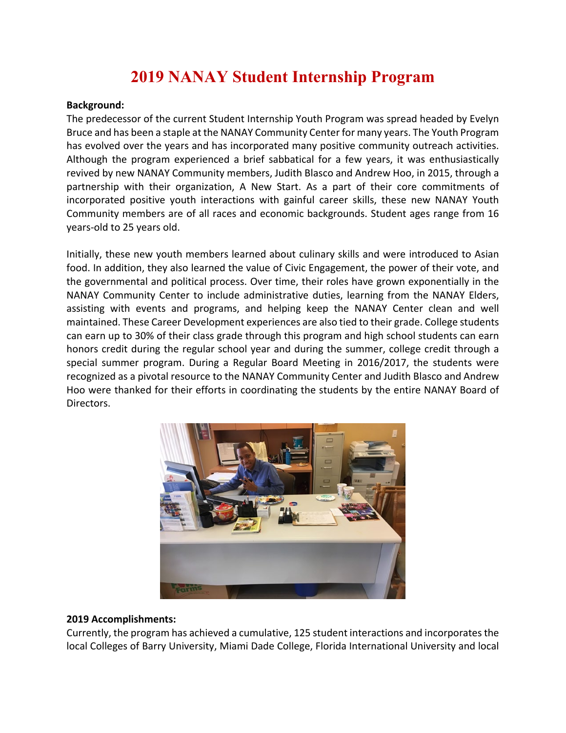# 2019 NANAY Student Internship Program

**Background:**

The predecessor of the current Student Internship Youth Program was spread headed by Evelyn Bruce and has been a staple at the NANAY Community Center for many years. The Youth Program has evolved over the years and has incorporated many positive community outreach activities. Although the program experienced a brief sabbatical for a few years, it was enthusiastically revived by new NANAY Community members, Judith Blasco and Andrew Hoo, in 2015, through a partnership with their organization, A New Start. As a part of their core commitments of incorporated positive youth interactions with gainful career skills, these new NANAY Youth Community members are of all races and economic backgrounds. Student ages range from 16 years-old to 25 years old.

Initially, these new youth members learned about culinary skills and were introduced to Asian food. In addition, they also learned the value of Civic Engagement, the power of their vote, and the governmental and political process. Over time, their roles have grown exponentially in the NANAY Community Center to include administrative duties, learning from the NANAY Elders, assisting with events and programs, and helping keep the NANAY Center clean and well maintained. These Career Development experiences are also tied to their grade. College students can earn up to 30% of their class grade through this program and high school students can earn honors credit during the regular school year and during the summer, college credit through a special summer program. During a Regular Board Meeting in 2016/2017, the students were recognized as a pivotal resource to the NANAY Community Center and Judith Blasco and Andrew Hoo were thanked for their efforts in coordinating the students by the entire NANAY Board of Directors.

**2019 Accomplishments:**

Currently, the program has achieved a cumulative, 125 student interactions and incorporates the local Colleges of Barry University, Miami Dade College, Florida International University and local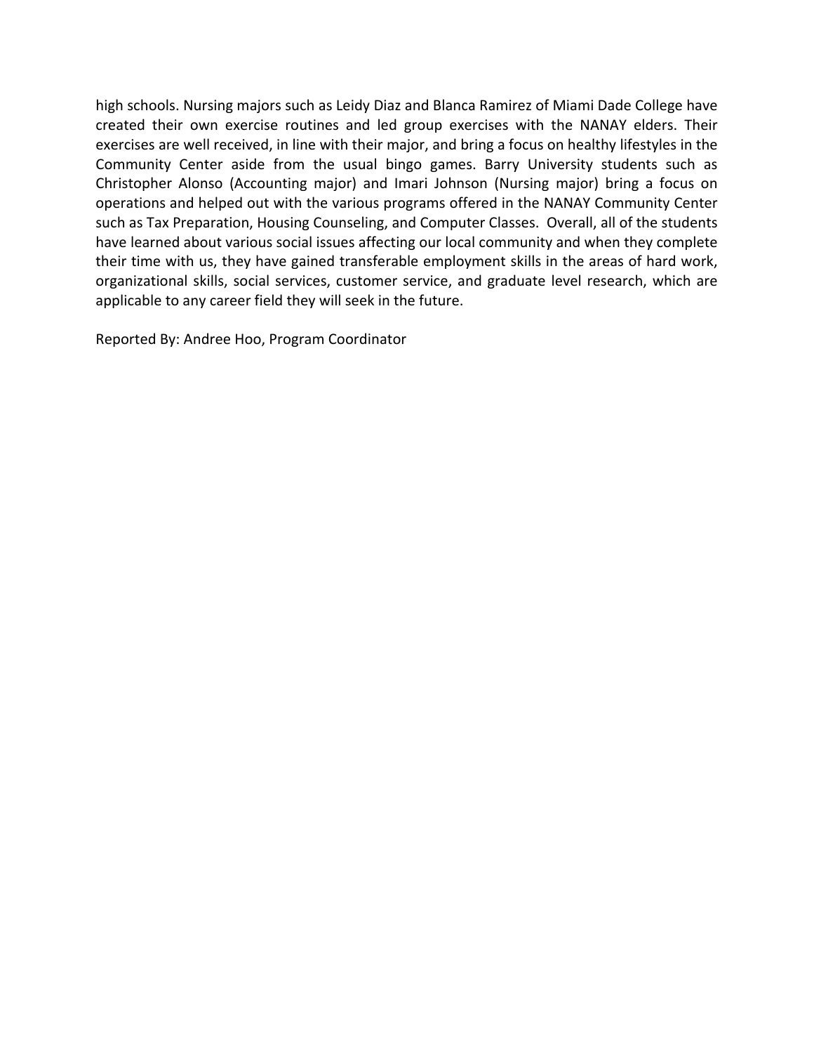high schools. Nursing majors such as Leidy Diaz and Blanca Ramirez of Miami Dade College have created their own exercise routines and led group exercises with the NANAY elders. Their exercises are well received, in line with their major, and bring a focus on healthy lifestyles in the Community Center aside from the usual bingo games. Barry University students such as Christopher Alonso (Accounting major) and Imari Johnson (Nursing major) bring a focus on operations and helped out with the various programs offered in the NANAY Community Center such as Tax Preparation, Housing Counseling, and Computer Classes. Overall, all of the students have learned about various social issues affecting our local community and when they complete their time with us, they have gained transferable employment skills in the areas of hard work, organizational skills, social services, customer service, and graduate level research, which are applicable to any career field they will seek in the future.

Reported By: Andree Hoo, Program Coordinator